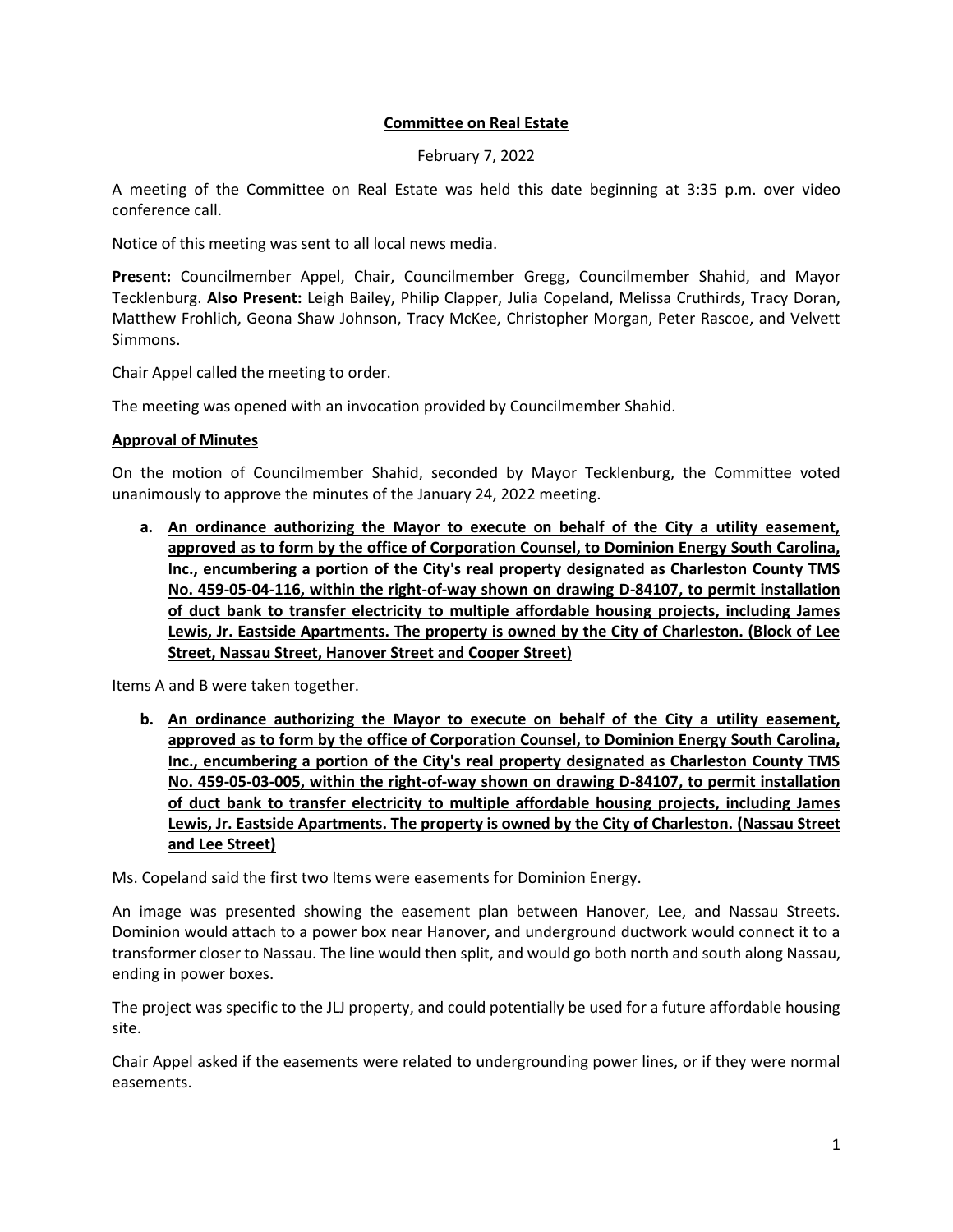# Committee on Real Estate

February 7, 2022

A meeting of the Committee on Real Estate was held this date beginning at 3:35 p.m. over video conference call.

Notice of this meeting was sent to all local news media.

**Present:** Councilmember Appel, Chair, Councilmember Gregg, Councilmember Shahid, and Mayor Tecklenburg. **Also Present:** Leigh Bailey, Philip Clapper, Julia Copeland, Melissa Cruthirds, Tracy Doran, Matthew Frohlich, Geona Shaw Johnson, Tracy McKee, Christopher Morgan, Peter Rascoe, and Velvett Simmons.

Chair Appel called the meeting to order.

The meeting was opened with an invocation provided by Councilmember Shahid.

## Approval of Minutes

On the motion of Councilmember Shahid, seconded by Mayor Tecklenburg, the Committee voted unanimously to approve the minutes of the January 24, 2022 meeting.

**a. An ordinance authorizing the Mayor to execute on behalf of the City a utility easement, approved as to form by the office of Corporation Counsel, to Dominion Energy South Carolina, Inc., encumbering a portion of the City's real property designated as Charleston County TMS No. 459-05-04-116, within the right-of-way shown on drawing D-84107, to permit installation of duct bank to transfer electricity to multiple affordable housing projects, including James Lewis, Jr. Eastside Apartments. The property is owned by the City of Charleston. (Block of Lee Street, Nassau Street, Hanover Street and Cooper Street)**

Items A and B were taken together.

**b. An ordinance authorizing the Mayor to execute on behalf of the City a utility easement, approved as to form by the office of Corporation Counsel, to Dominion Energy South Carolina, Inc., encumbering a portion of the City's real property designated as Charleston County TMS No. 459-05-03-005, within the right-of-way shown on drawing D-84107, to permit installation of duct bank to transfer electricity to multiple affordable housing projects, including James Lewis, Jr. Eastside Apartments. The property is owned by the City of Charleston. (Nassau Street and Lee Street)**

Ms. Copeland said the first two Items were easements for Dominion Energy.

An image was presented showing the easement plan between Hanover, Lee, and Nassau Streets. Dominion would attach to a power box near Hanover, and underground ductwork would connect it to a transformer closer to Nassau. The line would then split, and would go both north and south along Nassau, ending in power boxes.

The project was specific to the JLJ property, and could potentially be used for a future affordable housing site.

Chair Appel asked if the easements were related to undergrounding power lines, or if they were normal easements.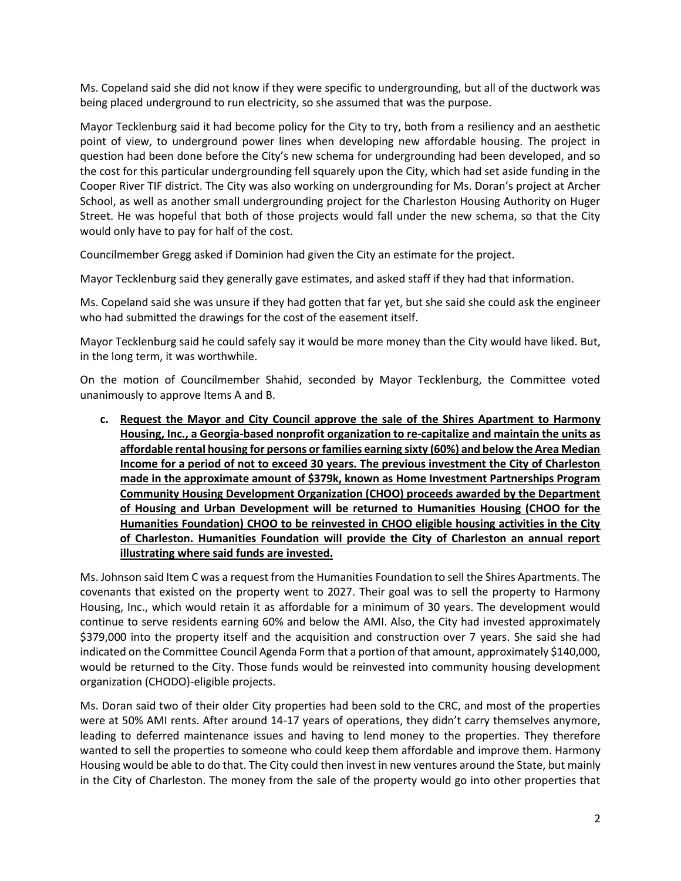Ms. Copeland said she did not know if they were specific to undergrounding, but all of the ductwork was being placed underground to run electricity, so she assumed that was the purpose.

Mayor Tecklenburg said it had become policy for the City to try, both from a resiliency and an aesthetic point of view, to underground power lines when developing new affordable housing. The project in question had been done before the City's new schema for undergrounding had been developed, and so the cost for this particular undergrounding fell squarely upon the City, which had set aside funding in the Cooper River TIF district. The City was also working on undergrounding for Ms. Doran's project at Archer School, as well as another small undergrounding project for the Charleston Housing Authority on Huger Street. He was hopeful that both of those projects would fall under the new schema, so that the City would only have to pay for half of the cost.

Councilmember Gregg asked if Dominion had given the City an estimate for the project.

Mayor Tecklenburg said they generally gave estimates, and asked staff if they had that information.

Ms. Copeland said she was unsure if they had gotten that far yet, but she said she could ask the engineer who had submitted the drawings for the cost of the easement itself.

Mayor Tecklenburg said he could safely say it would be more money than the City would have liked. But, in the long term, it was worthwhile.

On the motion of Councilmember Shahid, seconded by Mayor Tecklenburg, the Committee voted unanimously to approve Items A and B.

c. **Request the Mayor and City Council approve the sale of the Shires Apartment to Harmony Housing, Inc., a Georgia-based nonprofit organization to re-capitalize and maintain the units as affordable rental housing for persons or families earning sixty (60%) and below the Area Median Income for a period of not to exceed 30 years. The previous investment the City of Charleston made in the approximate amount of $379k, known as Home Investment Partnerships Program Community Housing Development Organization (CHOO) proceeds awarded by the Department of Housing and Urban Development will be returned to Humanities Housing (CHOO for the Humanities Foundation) CHOO to be reinvested in CHOO eligible housing activities in the City of Charleston. Humanities Foundation will provide the City of Charleston an annual report illustrating where said funds are invested.**

Ms. Johnson said Item C was a request from the Humanities Foundation to sell the Shires Apartments. The covenants that existed on the property went to 2027. Their goal was to sell the property to Harmony Housing, Inc., which would retain it as affordable for a minimum of 30 years. The development would continue to serve residents earning 60% and below the AMI. Also, the City had invested approximately $379,000 into the property itself and the acquisition and construction over 7 years. She said she had indicated on the Committee Council Agenda Form that a portion of that amount, approximately $140,000, would be returned to the City. Those funds would be reinvested into community housing development organization (CHODO)-eligible projects.

Ms. Doran said two of their older City properties had been sold to the CRC, and most of the properties were at 50% AMI rents. After around 14-17 years of operations, they didn't carry themselves anymore, leading to deferred maintenance issues and having to lend money to the properties. They therefore wanted to sell the properties to someone who could keep them affordable and improve them. Harmony Housing would be able to do that. The City could then invest in new ventures around the State, but mainly in the City of Charleston. The money from the sale of the property would go into other properties that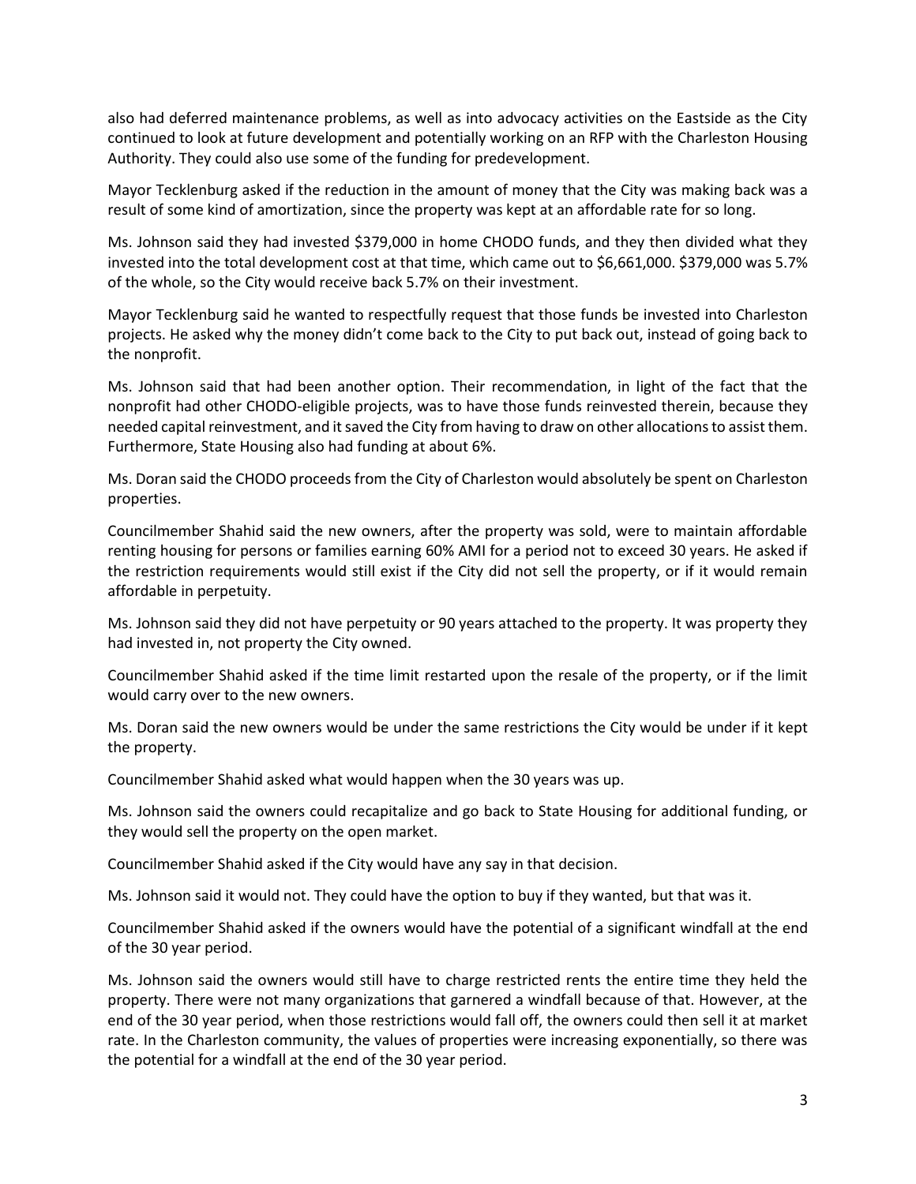also had deferred maintenance problems, as well as into advocacy activities on the Eastside as the City continued to look at future development and potentially working on an RFP with the Charleston Housing Authority. They could also use some of the funding for predevelopment.

Mayor Tecklenburg asked if the reduction in the amount of money that the City was making back was a result of some kind of amortization, since the property was kept at an affordable rate for so long.

Ms. Johnson said they had invested $379,000 in home CHODO funds, and they then divided what they invested into the total development cost at that time, which came out to $6,661,000. $379,000 was 5.7% of the whole, so the City would receive back 5.7% on their investment.

Mayor Tecklenburg said he wanted to respectfully request that those funds be invested into Charleston projects. He asked why the money didn't come back to the City to put back out, instead of going back to the nonprofit.

Ms. Johnson said that had been another option. Their recommendation, in light of the fact that the nonprofit had other CHODO-eligible projects, was to have those funds reinvested therein, because they needed capital reinvestment, and it saved the City from having to draw on other allocations to assist them. Furthermore, State Housing also had funding at about 6%.

Ms. Doran said the CHODO proceeds from the City of Charleston would absolutely be spent on Charleston properties.

Councilmember Shahid said the new owners, after the property was sold, were to maintain affordable renting housing for persons or families earning 60% AMI for a period not to exceed 30 years. He asked if the restriction requirements would still exist if the City did not sell the property, or if it would remain affordable in perpetuity.

Ms. Johnson said they did not have perpetuity or 90 years attached to the property. It was property they had invested in, not property the City owned.

Councilmember Shahid asked if the time limit restarted upon the resale of the property, or if the limit would carry over to the new owners.

Ms. Doran said the new owners would be under the same restrictions the City would be under if it kept the property.

Councilmember Shahid asked what would happen when the 30 years was up.

Ms. Johnson said the owners could recapitalize and go back to State Housing for additional funding, or they would sell the property on the open market.

Councilmember Shahid asked if the City would have any say in that decision.

Ms. Johnson said it would not. They could have the option to buy if they wanted, but that was it.

Councilmember Shahid asked if the owners would have the potential of a significant windfall at the end of the 30 year period.

Ms. Johnson said the owners would still have to charge restricted rents the entire time they held the property. There were not many organizations that garnered a windfall because of that. However, at the end of the 30 year period, when those restrictions would fall off, the owners could then sell it at market rate. In the Charleston community, the values of properties were increasing exponentially, so there was the potential for a windfall at the end of the 30 year period.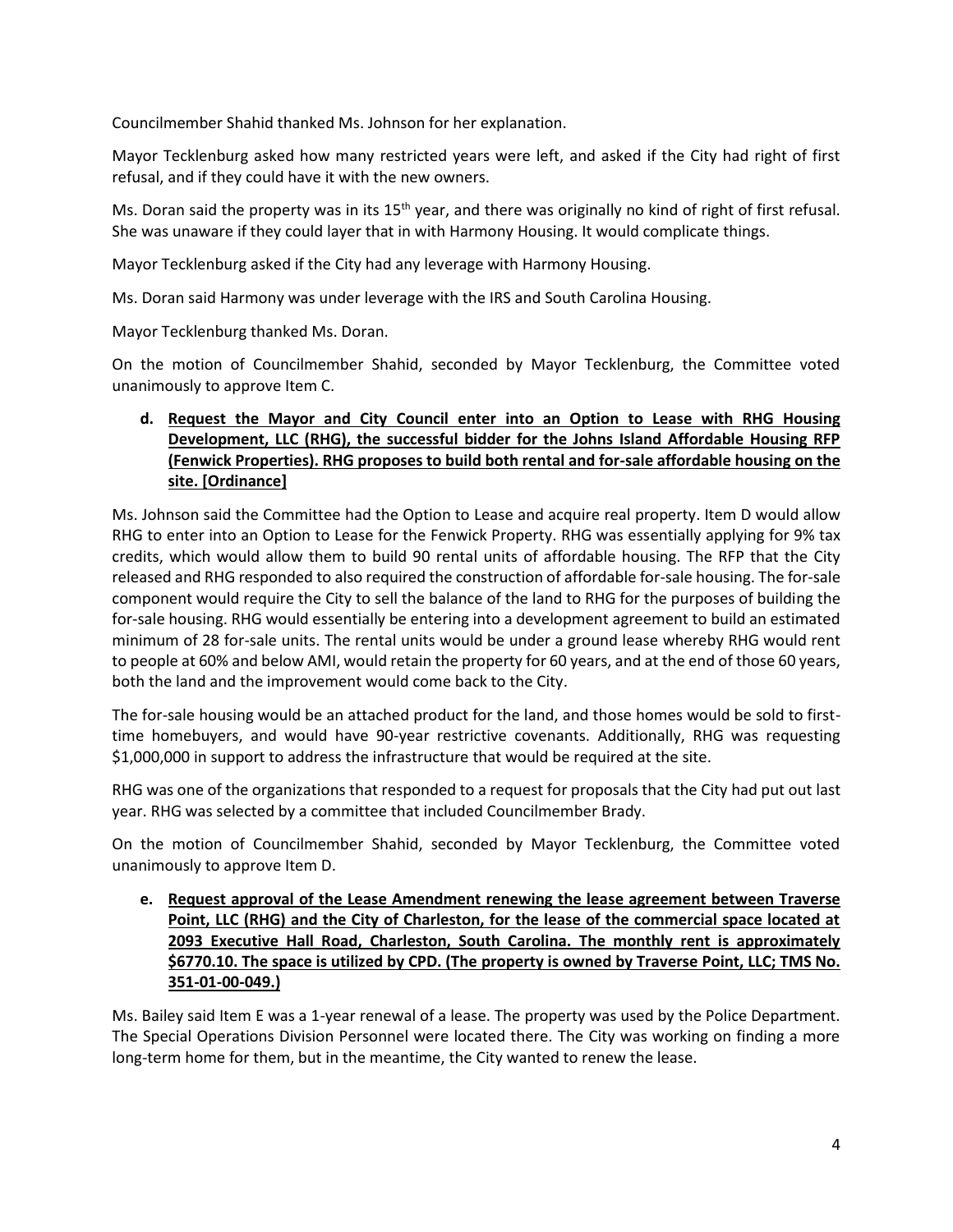Councilmember Shahid thanked Ms. Johnson for her explanation.

Mayor Tecklenburg asked how many restricted years were left, and asked if the City had right of first refusal, and if they could have it with the new owners.

Ms. Doran said the property was in its 15th year, and there was originally no kind of right of first refusal. She was unaware if they could layer that in with Harmony Housing. It would complicate things.

Mayor Tecklenburg asked if the City had any leverage with Harmony Housing.

Ms. Doran said Harmony was under leverage with the IRS and South Carolina Housing.

Mayor Tecklenburg thanked Ms. Doran.

On the motion of Councilmember Shahid, seconded by Mayor Tecklenburg, the Committee voted unanimously to approve Item C.

**d. Request the Mayor and City Council enter into an Option to Lease with RHG Housing Development, LLC (RHG), the successful bidder for the Johns Island Affordable Housing RFP (Fenwick Properties). RHG proposes to build both rental and for-sale affordable housing on the site. [Ordinance]**

Ms. Johnson said the Committee had the Option to Lease and acquire real property. Item D would allow RHG to enter into an Option to Lease for the Fenwick Property. RHG was essentially applying for 9% tax credits, which would allow them to build 90 rental units of affordable housing. The RFP that the City released and RHG responded to also required the construction of affordable for-sale housing. The for-sale component would require the City to sell the balance of the land to RHG for the purposes of building the for-sale housing. RHG would essentially be entering into a development agreement to build an estimated minimum of 28 for-sale units. The rental units would be under a ground lease whereby RHG would rent to people at 60% and below AMI, would retain the property for 60 years, and at the end of those 60 years, both the land and the improvement would come back to the City.

The for-sale housing would be an attached product for the land, and those homes would be sold to first-time homebuyers, and would have 90-year restrictive covenants. Additionally, RHG was requesting $1,000,000 in support to address the infrastructure that would be required at the site.

RHG was one of the organizations that responded to a request for proposals that the City had put out last year. RHG was selected by a committee that included Councilmember Brady.

On the motion of Councilmember Shahid, seconded by Mayor Tecklenburg, the Committee voted unanimously to approve Item D.

**e. Request approval of the Lease Amendment renewing the lease agreement between Traverse Point, LLC (RHG) and the City of Charleston, for the lease of the commercial space located at 2093 Executive Hall Road, Charleston, South Carolina. The monthly rent is approximately $6770.10. The space is utilized by CPD. (The property is owned by Traverse Point, LLC; TMS No. 351-01-00-049.)**

Ms. Bailey said Item E was a 1-year renewal of a lease. The property was used by the Police Department. The Special Operations Division Personnel were located there. The City was working on finding a more long-term home for them, but in the meantime, the City wanted to renew the lease.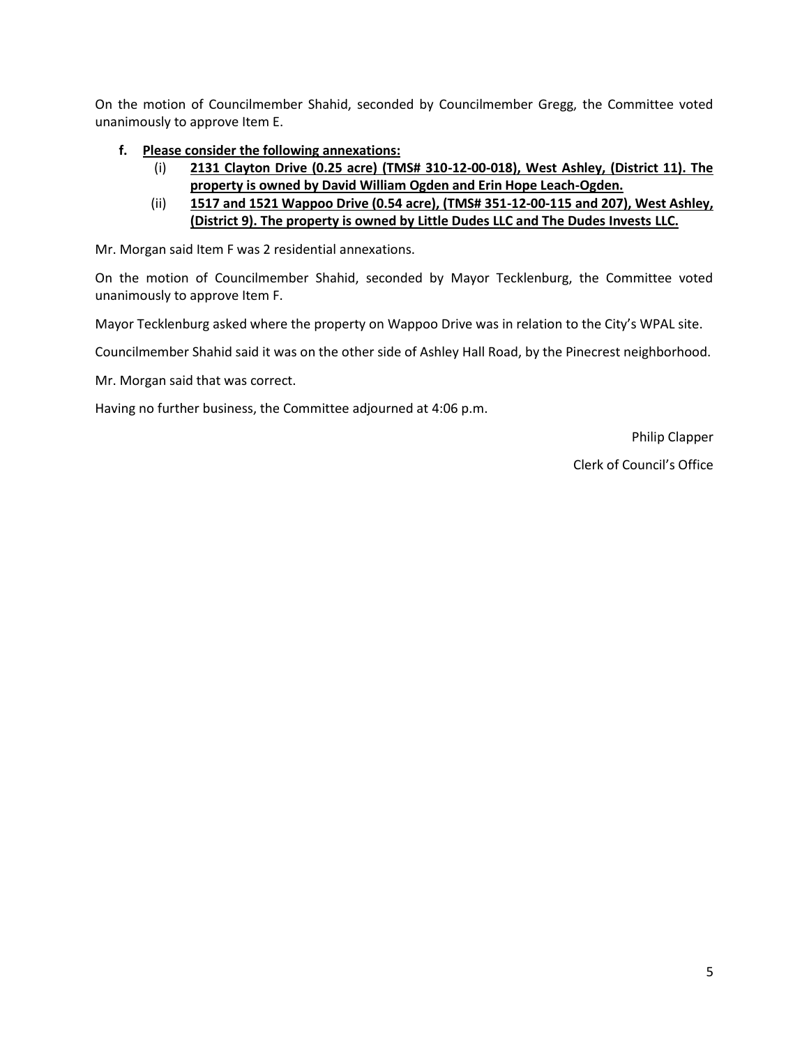On the motion of Councilmember Shahid, seconded by Councilmember Gregg, the Committee voted unanimously to approve Item E.

- **f. <u>Please consider the following annexations:</u>**
  - (i) **<u>2131 Clayton Drive (0.25 acre) (TMS# 310-12-00-018), West Ashley, (District 11). The property is owned by David William Ogden and Erin Hope Leach-Ogden.</u>**
  - (ii) **<u>1517 and 1521 Wappoo Drive (0.54 acre), (TMS# 351-12-00-115 and 207), West Ashley, (District 9). The property is owned by Little Dudes LLC and The Dudes Invests LLC.</u>**

Mr. Morgan said Item F was 2 residential annexations.

On the motion of Councilmember Shahid, seconded by Mayor Tecklenburg, the Committee voted unanimously to approve Item F.

Mayor Tecklenburg asked where the property on Wappoo Drive was in relation to the City's WPAL site.

Councilmember Shahid said it was on the other side of Ashley Hall Road, by the Pinecrest neighborhood.

Mr. Morgan said that was correct.

Having no further business, the Committee adjourned at 4:06 p.m.

Philip Clapper

Clerk of Council's Office